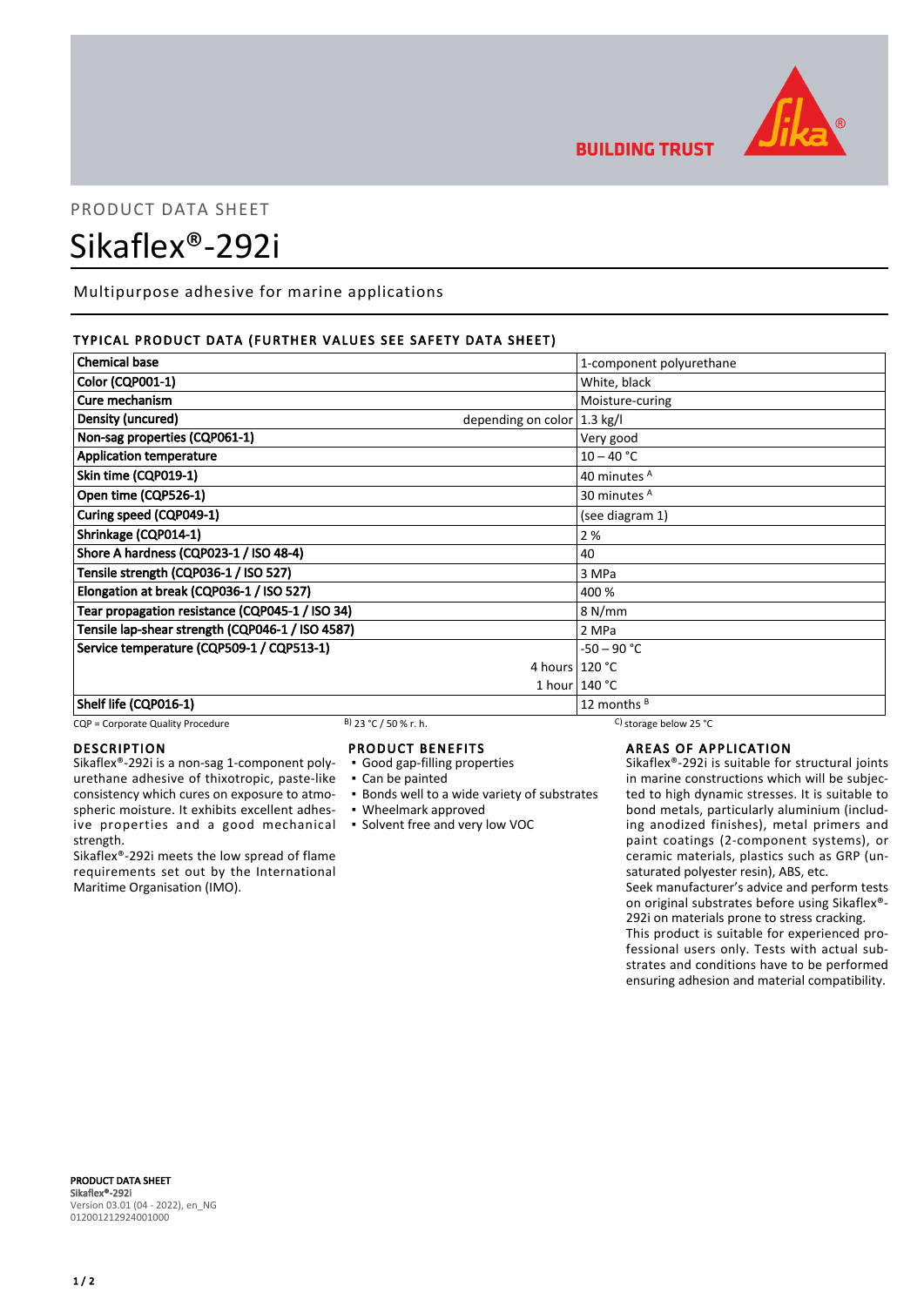PRODUCT DATA SHEET

# Sikaflex®-292i

Multipurpose adhesive for marine applications

## TYPICAL PRODUCT DATA (FURTHER VALUES SEE SAFETY DATA SHEET)

| Property | | Value |
|---|---|---|
| **Chemical base** | | 1-component polyurethane |
| **Color (CQP001-1)** | | White, black |
| **Cure mechanism** | | Moisture-curing |
| **Density (uncured)** | depending on color | 1.3 kg/l |
| **Non-sag properties (CQP061-1)** | | Very good |
| **Application temperature** | | 10 – 40 °C |
| **Skin time (CQP019-1)** | | 40 minutes [A] |
| **Open time (CQP526-1)** | | 30 minutes [A] |
| **Curing speed (CQP049-1)** | | (see diagram 1) |
| **Shrinkage (CQP014-1)** | | 2 % |
| **Shore A hardness (CQP023-1 / ISO 48-4)** | | 40 |
| **Tensile strength (CQP036-1 / ISO 527)** | | 3 MPa |
| **Elongation at break (CQP036-1 / ISO 527)** | | 400 % |
| **Tear propagation resistance (CQP045-1 / ISO 34)** | | 8 N/mm |
| **Tensile lap-shear strength (CQP046-1 / ISO 4587)** | | 2 MPa |
| **Service temperature (CQP509-1 / CQP513-1)** | | -50 – 90 °C |
| | 4 hours | 120 °C |
| | 1 hour | 140 °C |
| **Shelf life (CQP016-1)** | | 12 months [B] |

CQP = Corporate Quality Procedure B) 23 °C / 50 % r. h. C) storage below 25 °C

## DESCRIPTION

Sikaflex®-292i is a non-sag 1-component polyurethane adhesive of thixotropic, paste-like consistency which cures on exposure to atmospheric moisture. It exhibits excellent adhesive properties and a good mechanical strength.

Sikaflex®-292i meets the low spread of flame requirements set out by the International Maritime Organisation (IMO).

## PRODUCT BENEFITS

- Good gap-filling properties
- Can be painted
- Bonds well to a wide variety of substrates
- Wheelmark approved
- Solvent free and very low VOC

## AREAS OF APPLICATION

Sikaflex®-292i is suitable for structural joints in marine constructions which will be subjected to high dynamic stresses. It is suitable to bond metals, particularly aluminium (including anodized finishes), metal primers and paint coatings (2-component systems), or ceramic materials, plastics such as GRP (unsaturated polyester resin), ABS, etc.

Seek manufacturer's advice and perform tests on original substrates before using Sikaflex®-292i on materials prone to stress cracking.

This product is suitable for experienced professional users only. Tests with actual substrates and conditions have to be performed ensuring adhesion and material compatibility.

**PRODUCT DATA SHEET**
Sikaflex®-292i
Version 03.01 (04 - 2022), en_NG
012001212924001000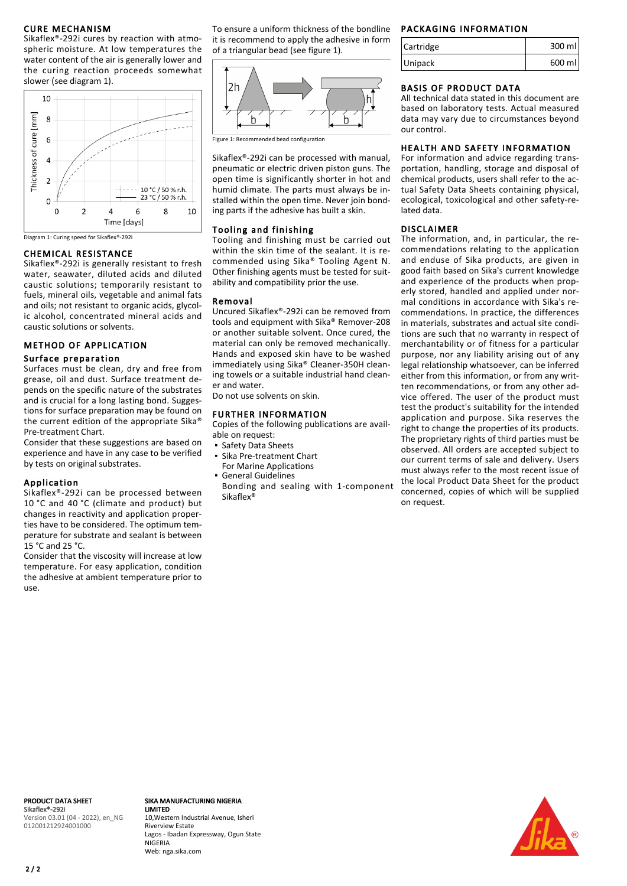## CURE MECHANISM

Sikaflex®-292i cures by reaction with atmospheric moisture. At low temperatures the water content of the air is generally lower and the curing reaction proceeds somewhat slower (see diagram 1).

10
8
6
4
2
0
Thickness of cure [mm]
0 2 4 6 8 10
Time [days]
10 °C / 50 % r.h.
23 °C / 50 % r.h.

Diagram 1: Curing speed for Sikaflex®-292i

## CHEMICAL RESISTANCE

Sikaflex®-292i is generally resistant to fresh water, seawater, diluted acids and diluted caustic solutions; temporarily resistant to fuels, mineral oils, vegetable and animal fats and oils; not resistant to organic acids, glycolic alcohol, concentrated mineral acids and caustic solutions or solvents.

## METHOD OF APPLICATION

### Surface preparation

Surfaces must be clean, dry and free from grease, oil and dust. Surface treatment depends on the specific nature of the substrates and is crucial for a long lasting bond. Suggestions for surface preparation may be found on the current edition of the appropriate Sika® Pre-treatment Chart.

Consider that these suggestions are based on experience and have in any case to be verified by tests on original substrates.

### Application

Sikaflex®-292i can be processed between 10 °C and 40 °C (climate and product) but changes in reactivity and application properties have to be considered. The optimum temperature for substrate and sealant is between 15 °C and 25 °C.

Consider that the viscosity will increase at low temperature. For easy application, condition the adhesive at ambient temperature prior to use.

To ensure a uniform thickness of the bondline it is recommend to apply the adhesive in form of a triangular bead (see figure 1).

2h
b
h
b

Figure 1: Recommended bead configuration

Sikaflex®-292i can be processed with manual, pneumatic or electric driven piston guns. The open time is significantly shorter in hot and humid climate. The parts must always be installed within the open time. Never join bonding parts if the adhesive has built a skin.

### Tooling and finishing

Tooling and finishing must be carried out within the skin time of the sealant. It is recommended using Sika® Tooling Agent N. Other finishing agents must be tested for suitability and compatibility prior the use.

### Removal

Uncured Sikaflex®-292i can be removed from tools and equipment with Sika® Remover-208 or another suitable solvent. Once cured, the material can only be removed mechanically. Hands and exposed skin have to be washed immediately using Sika® Cleaner-350H cleaning towels or a suitable industrial hand cleaner and water.

Do not use solvents on skin.

## FURTHER INFORMATION

Copies of the following publications are available on request:

- Safety Data Sheets
- Sika Pre-treatment Chart For Marine Applications
- General Guidelines Bonding and sealing with 1-component Sikaflex®

## PACKAGING INFORMATION

| | |
|---|---|
| Cartridge | 300 ml |
| Unipack | 600 ml |

## BASIS OF PRODUCT DATA

All technical data stated in this document are based on laboratory tests. Actual measured data may vary due to circumstances beyond our control.

## HEALTH AND SAFETY INFORMATION

For information and advice regarding transportation, handling, storage and disposal of chemical products, users shall refer to the actual Safety Data Sheets containing physical, ecological, toxicological and other safety-related data.

## DISCLAIMER

The information, and, in particular, the recommendations relating to the application and enduse of Sika products, are given in good faith based on Sika's current knowledge and experience of the products when properly stored, handled and applied under normal conditions in accordance with Sika's recommendations. In practice, the differences in materials, substrates and actual site conditions are such that no warranty in respect of merchantability or of fitness for a particular purpose, nor any liability arising out of any legal relationship whatsoever, can be inferred either from this information, or from any written recommendations, or from any other advice offered. The user of the product must test the product's suitability for the intended application and purpose. Sika reserves the right to change the properties of its products. The proprietary rights of third parties must be observed. All orders are accepted subject to our current terms of sale and delivery. Users must always refer to the most recent issue of the local Product Data Sheet for the product concerned, copies of which will be supplied on request.

**PRODUCT DATA SHEET**
**Sikaflex®-292i**
Version 03.01 (04 - 2022), en_NG
012001212924001000

**SIKA MANUFACTURING NIGERIA LIMITED**
10,Western Industrial Avenue, Isheri Riverview Estate
Lagos - Ibadan Expressway, Ogun State
NIGERIA
Web: nga.sika.com